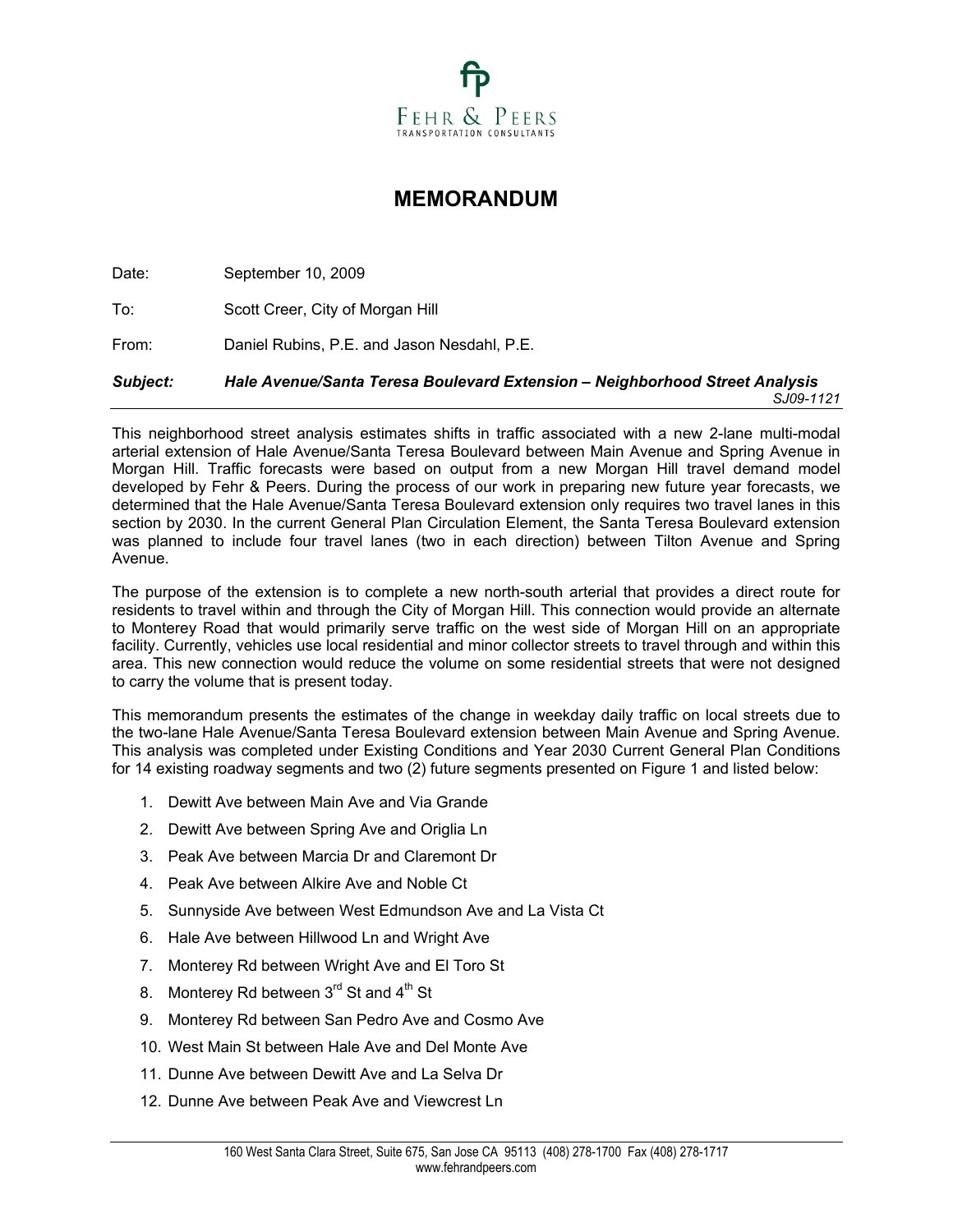Fehr & Peers
Transportation Consultants

# MEMORANDUM

Date: September 10, 2009

To: Scott Creer, City of Morgan Hill

From: Daniel Rubins, P.E. and Jason Nesdahl, P.E.

***Subject: Hale Avenue/Santa Teresa Boulevard Extension – Neighborhood Street Analysis***

*SJ09-1121*

---

This neighborhood street analysis estimates shifts in traffic associated with a new 2-lane multi-modal arterial extension of Hale Avenue/Santa Teresa Boulevard between Main Avenue and Spring Avenue in Morgan Hill. Traffic forecasts were based on output from a new Morgan Hill travel demand model developed by Fehr & Peers. During the process of our work in preparing new future year forecasts, we determined that the Hale Avenue/Santa Teresa Boulevard extension only requires two travel lanes in this section by 2030. In the current General Plan Circulation Element, the Santa Teresa Boulevard extension was planned to include four travel lanes (two in each direction) between Tilton Avenue and Spring Avenue.

The purpose of the extension is to complete a new north-south arterial that provides a direct route for residents to travel within and through the City of Morgan Hill. This connection would provide an alternate to Monterey Road that would primarily serve traffic on the west side of Morgan Hill on an appropriate facility. Currently, vehicles use local residential and minor collector streets to travel through and within this area. This new connection would reduce the volume on some residential streets that were not designed to carry the volume that is present today.

This memorandum presents the estimates of the change in weekday daily traffic on local streets due to the two-lane Hale Avenue/Santa Teresa Boulevard extension between Main Avenue and Spring Avenue. This analysis was completed under Existing Conditions and Year 2030 Current General Plan Conditions for 14 existing roadway segments and two (2) future segments presented on Figure 1 and listed below:

1. Dewitt Ave between Main Ave and Via Grande
2. Dewitt Ave between Spring Ave and Origlia Ln
3. Peak Ave between Marcia Dr and Claremont Dr
4. Peak Ave between Alkire Ave and Noble Ct
5. Sunnyside Ave between West Edmundson Ave and La Vista Ct
6. Hale Ave between Hillwood Ln and Wright Ave
7. Monterey Rd between Wright Ave and El Toro St
8. Monterey Rd between 3rd St and 4th St
9. Monterey Rd between San Pedro Ave and Cosmo Ave
10. West Main St between Hale Ave and Del Monte Ave
11. Dunne Ave between Dewitt Ave and La Selva Dr
12. Dunne Ave between Peak Ave and Viewcrest Ln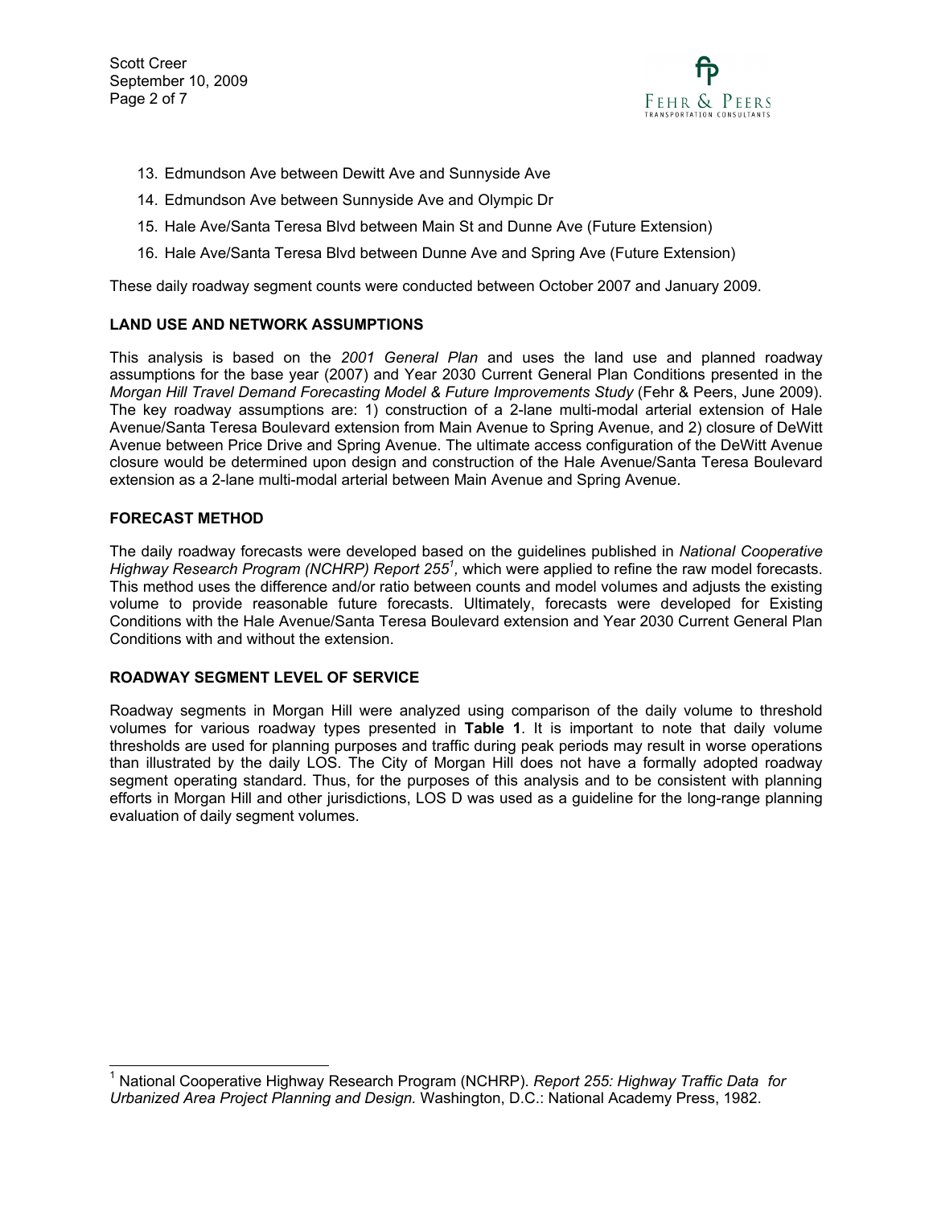13. Edmundson Ave between Dewitt Ave and Sunnyside Ave
14. Edmundson Ave between Sunnyside Ave and Olympic Dr
15. Hale Ave/Santa Teresa Blvd between Main St and Dunne Ave (Future Extension)
16. Hale Ave/Santa Teresa Blvd between Dunne Ave and Spring Ave (Future Extension)

These daily roadway segment counts were conducted between October 2007 and January 2009.

**LAND USE AND NETWORK ASSUMPTIONS**

This analysis is based on the *2001 General Plan* and uses the land use and planned roadway assumptions for the base year (2007) and Year 2030 Current General Plan Conditions presented in the *Morgan Hill Travel Demand Forecasting Model & Future Improvements Study* (Fehr & Peers, June 2009). The key roadway assumptions are: 1) construction of a 2-lane multi-modal arterial extension of Hale Avenue/Santa Teresa Boulevard extension from Main Avenue to Spring Avenue, and 2) closure of DeWitt Avenue between Price Drive and Spring Avenue. The ultimate access configuration of the DeWitt Avenue closure would be determined upon design and construction of the Hale Avenue/Santa Teresa Boulevard extension as a 2-lane multi-modal arterial between Main Avenue and Spring Avenue.

**FORECAST METHOD**

The daily roadway forecasts were developed based on the guidelines published in *National Cooperative Highway Research Program (NCHRP) Report 255*[1], which were applied to refine the raw model forecasts. This method uses the difference and/or ratio between counts and model volumes and adjusts the existing volume to provide reasonable future forecasts. Ultimately, forecasts were developed for Existing Conditions with the Hale Avenue/Santa Teresa Boulevard extension and Year 2030 Current General Plan Conditions with and without the extension.

**ROADWAY SEGMENT LEVEL OF SERVICE**

Roadway segments in Morgan Hill were analyzed using comparison of the daily volume to threshold volumes for various roadway types presented in **Table 1**. It is important to note that daily volume thresholds are used for planning purposes and traffic during peak periods may result in worse operations than illustrated by the daily LOS. The City of Morgan Hill does not have a formally adopted roadway segment operating standard. Thus, for the purposes of this analysis and to be consistent with planning efforts in Morgan Hill and other jurisdictions, LOS D was used as a guideline for the long-range planning evaluation of daily segment volumes.

---

[1] National Cooperative Highway Research Program (NCHRP). *Report 255: Highway Traffic Data for Urbanized Area Project Planning and Design.* Washington, D.C.: National Academy Press, 1982.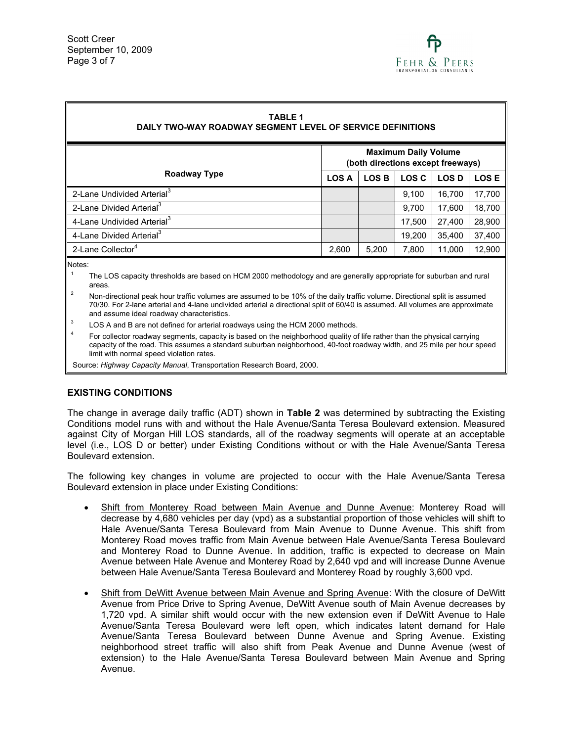**TABLE 1**
**DAILY TWO-WAY ROADWAY SEGMENT LEVEL OF SERVICE DEFINITIONS**

| Roadway Type | Maximum Daily Volume (both directions except freeways) | | | | |
|---|---|---|---|---|---|
| | LOS A | LOS B | LOS C | LOS D | LOS E |
| 2-Lane Undivided Arterial[3] | | | 9,100 | 16,700 | 17,700 |
| 2-Lane Divided Arterial[3] | | | 9,700 | 17,600 | 18,700 |
| 4-Lane Undivided Arterial[3] | | | 17,500 | 27,400 | 28,900 |
| 4-Lane Divided Arterial[3] | | | 19,200 | 35,400 | 37,400 |
| 2-Lane Collector[4] | 2,600 | 5,200 | 7,800 | 11,000 | 12,900 |

Notes:

1. The LOS capacity thresholds are based on HCM 2000 methodology and are generally appropriate for suburban and rural areas.
2. Non-directional peak hour traffic volumes are assumed to be 10% of the daily traffic volume. Directional split is assumed 70/30. For 2-lane arterial and 4-lane undivided arterial a directional split of 60/40 is assumed. All volumes are approximate and assume ideal roadway characteristics.
3. LOS A and B are not defined for arterial roadways using the HCM 2000 methods.
4. For collector roadway segments, capacity is based on the neighborhood quality of life rather than the physical carrying capacity of the road. This assumes a standard suburban neighborhood, 40-foot roadway width, and 25 mile per hour speed limit with normal speed violation rates.

Source: *Highway Capacity Manual*, Transportation Research Board, 2000.

## EXISTING CONDITIONS

The change in average daily traffic (ADT) shown in **Table 2** was determined by subtracting the Existing Conditions model runs with and without the Hale Avenue/Santa Teresa Boulevard extension. Measured against City of Morgan Hill LOS standards, all of the roadway segments will operate at an acceptable level (i.e., LOS D or better) under Existing Conditions without or with the Hale Avenue/Santa Teresa Boulevard extension.

The following key changes in volume are projected to occur with the Hale Avenue/Santa Teresa Boulevard extension in place under Existing Conditions:

- Shift from Monterey Road between Main Avenue and Dunne Avenue: Monterey Road will decrease by 4,680 vehicles per day (vpd) as a substantial proportion of those vehicles will shift to Hale Avenue/Santa Teresa Boulevard from Main Avenue to Dunne Avenue. This shift from Monterey Road moves traffic from Main Avenue between Hale Avenue/Santa Teresa Boulevard and Monterey Road to Dunne Avenue. In addition, traffic is expected to decrease on Main Avenue between Hale Avenue and Monterey Road by 2,640 vpd and will increase Dunne Avenue between Hale Avenue/Santa Teresa Boulevard and Monterey Road by roughly 3,600 vpd.
- Shift from DeWitt Avenue between Main Avenue and Spring Avenue: With the closure of DeWitt Avenue from Price Drive to Spring Avenue, DeWitt Avenue south of Main Avenue decreases by 1,720 vpd. A similar shift would occur with the new extension even if DeWitt Avenue to Hale Avenue/Santa Teresa Boulevard were left open, which indicates latent demand for Hale Avenue/Santa Teresa Boulevard between Dunne Avenue and Spring Avenue. Existing neighborhood street traffic will also shift from Peak Avenue and Dunne Avenue (west of extension) to the Hale Avenue/Santa Teresa Boulevard between Main Avenue and Spring Avenue.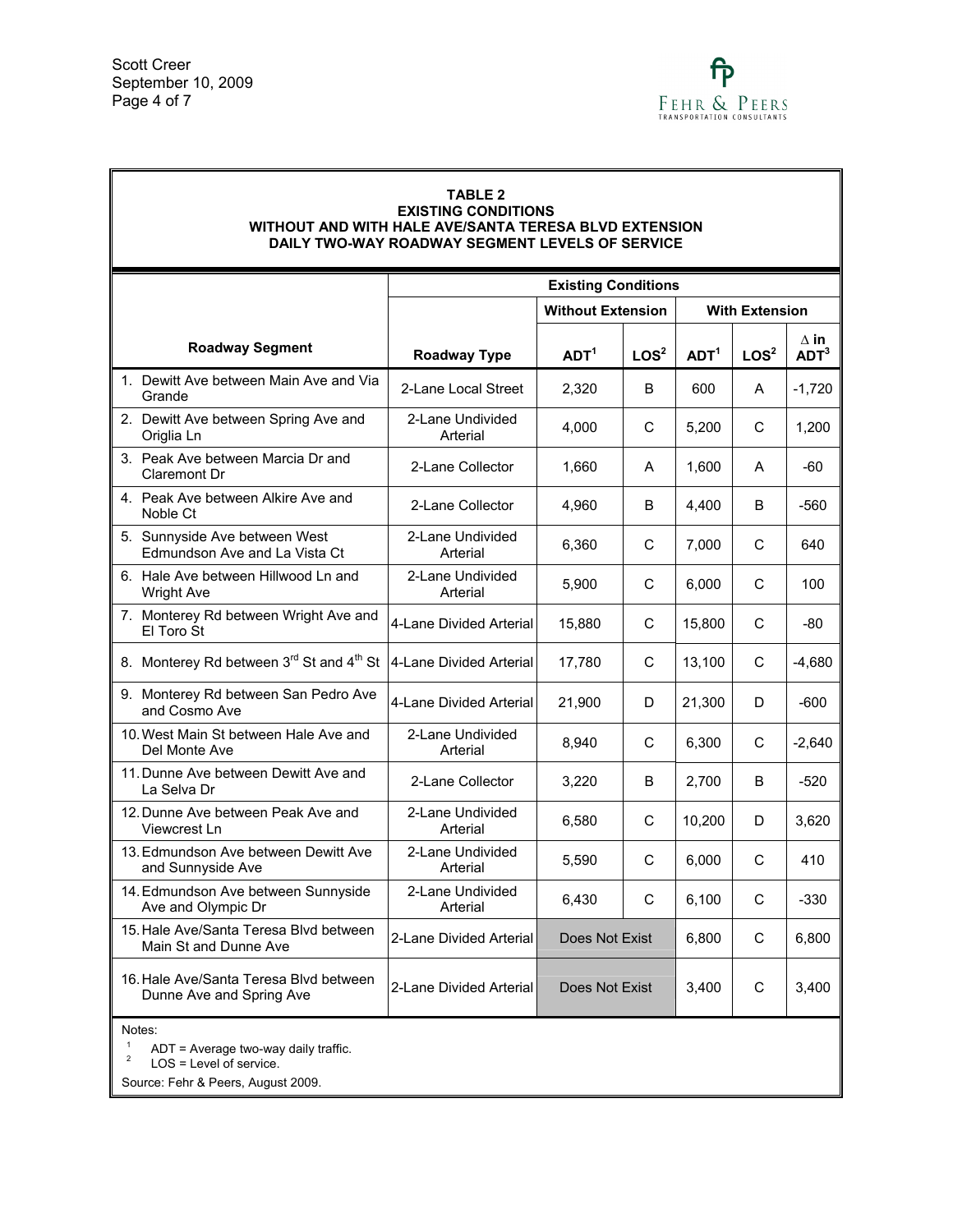**TABLE 2**
**EXISTING CONDITIONS**
**WITHOUT AND WITH HALE AVE/SANTA TERESA BLVD EXTENSION**
**DAILY TWO-WAY ROADWAY SEGMENT LEVELS OF SERVICE**

| | | Existing Conditions | | | | |
|---|---|---|---|---|---|---|
| | | Without Extension | | With Extension | | |
| Roadway Segment | Roadway Type | ADT[1] | LOS[2] | ADT[1] | LOS[2] | $\Delta$ in ADT[3] |
| 1. Dewitt Ave between Main Ave and Via Grande | 2-Lane Local Street | 2,320 | B | 600 | A | -1,720 |
| 2. Dewitt Ave between Spring Ave and Origlia Ln | 2-Lane Undivided Arterial | 4,000 | C | 5,200 | C | 1,200 |
| 3. Peak Ave between Marcia Dr and Claremont Dr | 2-Lane Collector | 1,660 | A | 1,600 | A | -60 |
| 4. Peak Ave between Alkire Ave and Noble Ct | 2-Lane Collector | 4,960 | B | 4,400 | B | -560 |
| 5. Sunnyside Ave between West Edmundson Ave and La Vista Ct | 2-Lane Undivided Arterial | 6,360 | C | 7,000 | C | 640 |
| 6. Hale Ave between Hillwood Ln and Wright Ave | 2-Lane Undivided Arterial | 5,900 | C | 6,000 | C | 100 |
| 7. Monterey Rd between Wright Ave and El Toro St | 4-Lane Divided Arterial | 15,880 | C | 15,800 | C | -80 |
| 8. Monterey Rd between 3rd St and 4th St | 4-Lane Divided Arterial | 17,780 | C | 13,100 | C | -4,680 |
| 9. Monterey Rd between San Pedro Ave and Cosmo Ave | 4-Lane Divided Arterial | 21,900 | D | 21,300 | D | -600 |
| 10. West Main St between Hale Ave and Del Monte Ave | 2-Lane Undivided Arterial | 8,940 | C | 6,300 | C | -2,640 |
| 11. Dunne Ave between Dewitt Ave and La Selva Dr | 2-Lane Collector | 3,220 | B | 2,700 | B | -520 |
| 12. Dunne Ave between Peak Ave and Viewcrest Ln | 2-Lane Undivided Arterial | 6,580 | C | 10,200 | D | 3,620 |
| 13. Edmundson Ave between Dewitt Ave and Sunnyside Ave | 2-Lane Undivided Arterial | 5,590 | C | 6,000 | C | 410 |
| 14. Edmundson Ave between Sunnyside Ave and Olympic Dr | 2-Lane Undivided Arterial | 6,430 | C | 6,100 | C | -330 |
| 15. Hale Ave/Santa Teresa Blvd between Main St and Dunne Ave | 2-Lane Divided Arterial | Does Not Exist | | 6,800 | C | 6,800 |
| 16. Hale Ave/Santa Teresa Blvd between Dunne Ave and Spring Ave | 2-Lane Divided Arterial | Does Not Exist | | 3,400 | C | 3,400 |

Notes:
[1] ADT = Average two-way daily traffic.
[2] LOS = Level of service.

Source: Fehr & Peers, August 2009.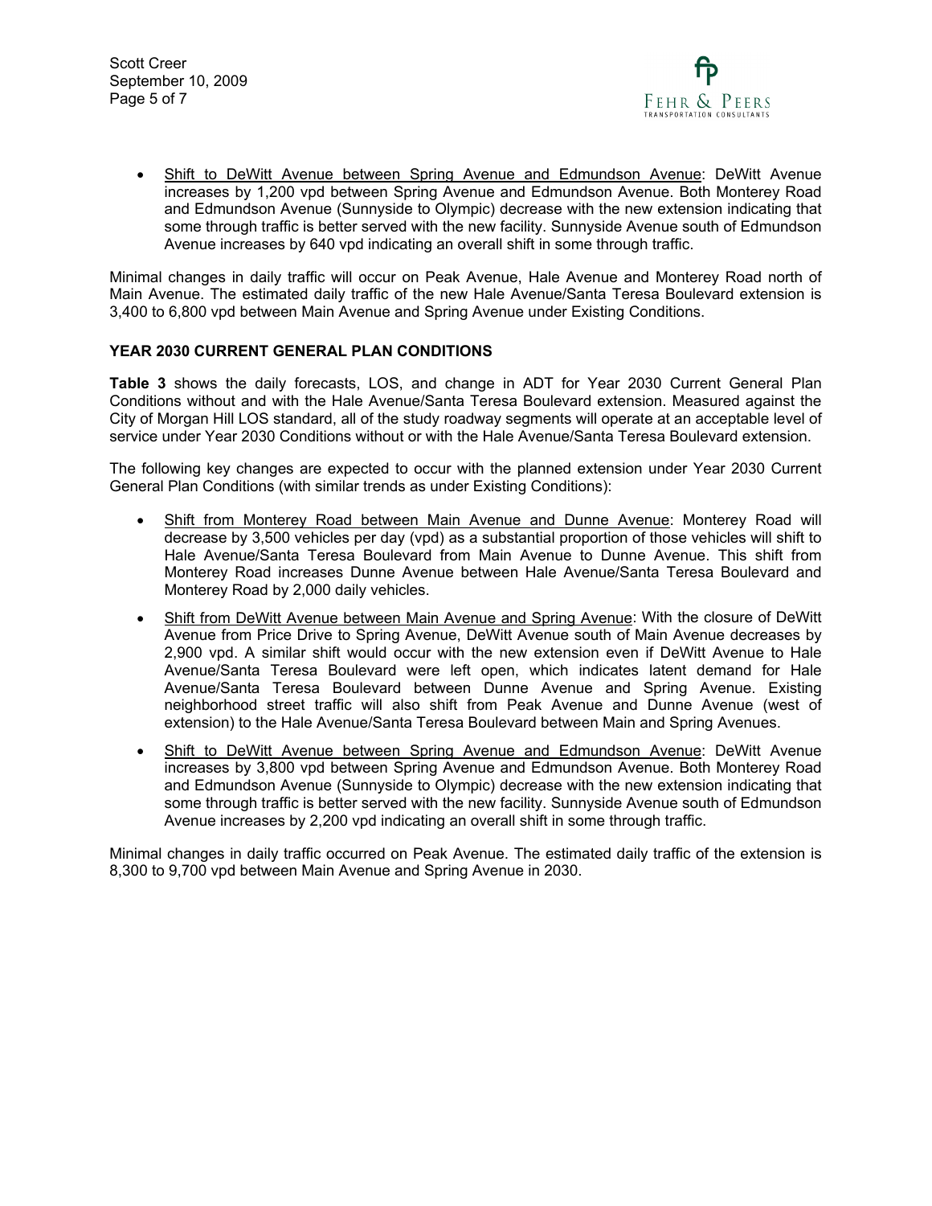- Shift to DeWitt Avenue between Spring Avenue and Edmundson Avenue: DeWitt Avenue increases by 1,200 vpd between Spring Avenue and Edmundson Avenue. Both Monterey Road and Edmundson Avenue (Sunnyside to Olympic) decrease with the new extension indicating that some through traffic is better served with the new facility. Sunnyside Avenue south of Edmundson Avenue increases by 640 vpd indicating an overall shift in some through traffic.

Minimal changes in daily traffic will occur on Peak Avenue, Hale Avenue and Monterey Road north of Main Avenue. The estimated daily traffic of the new Hale Avenue/Santa Teresa Boulevard extension is 3,400 to 6,800 vpd between Main Avenue and Spring Avenue under Existing Conditions.

## YEAR 2030 CURRENT GENERAL PLAN CONDITIONS

**Table 3** shows the daily forecasts, LOS, and change in ADT for Year 2030 Current General Plan Conditions without and with the Hale Avenue/Santa Teresa Boulevard extension. Measured against the City of Morgan Hill LOS standard, all of the study roadway segments will operate at an acceptable level of service under Year 2030 Conditions without or with the Hale Avenue/Santa Teresa Boulevard extension.

The following key changes are expected to occur with the planned extension under Year 2030 Current General Plan Conditions (with similar trends as under Existing Conditions):

- Shift from Monterey Road between Main Avenue and Dunne Avenue: Monterey Road will decrease by 3,500 vehicles per day (vpd) as a substantial proportion of those vehicles will shift to Hale Avenue/Santa Teresa Boulevard from Main Avenue to Dunne Avenue. This shift from Monterey Road increases Dunne Avenue between Hale Avenue/Santa Teresa Boulevard and Monterey Road by 2,000 daily vehicles.
- Shift from DeWitt Avenue between Main Avenue and Spring Avenue: With the closure of DeWitt Avenue from Price Drive to Spring Avenue, DeWitt Avenue south of Main Avenue decreases by 2,900 vpd. A similar shift would occur with the new extension even if DeWitt Avenue to Hale Avenue/Santa Teresa Boulevard were left open, which indicates latent demand for Hale Avenue/Santa Teresa Boulevard between Dunne Avenue and Spring Avenue. Existing neighborhood street traffic will also shift from Peak Avenue and Dunne Avenue (west of extension) to the Hale Avenue/Santa Teresa Boulevard between Main and Spring Avenues.
- Shift to DeWitt Avenue between Spring Avenue and Edmundson Avenue: DeWitt Avenue increases by 3,800 vpd between Spring Avenue and Edmundson Avenue. Both Monterey Road and Edmundson Avenue (Sunnyside to Olympic) decrease with the new extension indicating that some through traffic is better served with the new facility. Sunnyside Avenue south of Edmundson Avenue increases by 2,200 vpd indicating an overall shift in some through traffic.

Minimal changes in daily traffic occurred on Peak Avenue. The estimated daily traffic of the extension is 8,300 to 9,700 vpd between Main Avenue and Spring Avenue in 2030.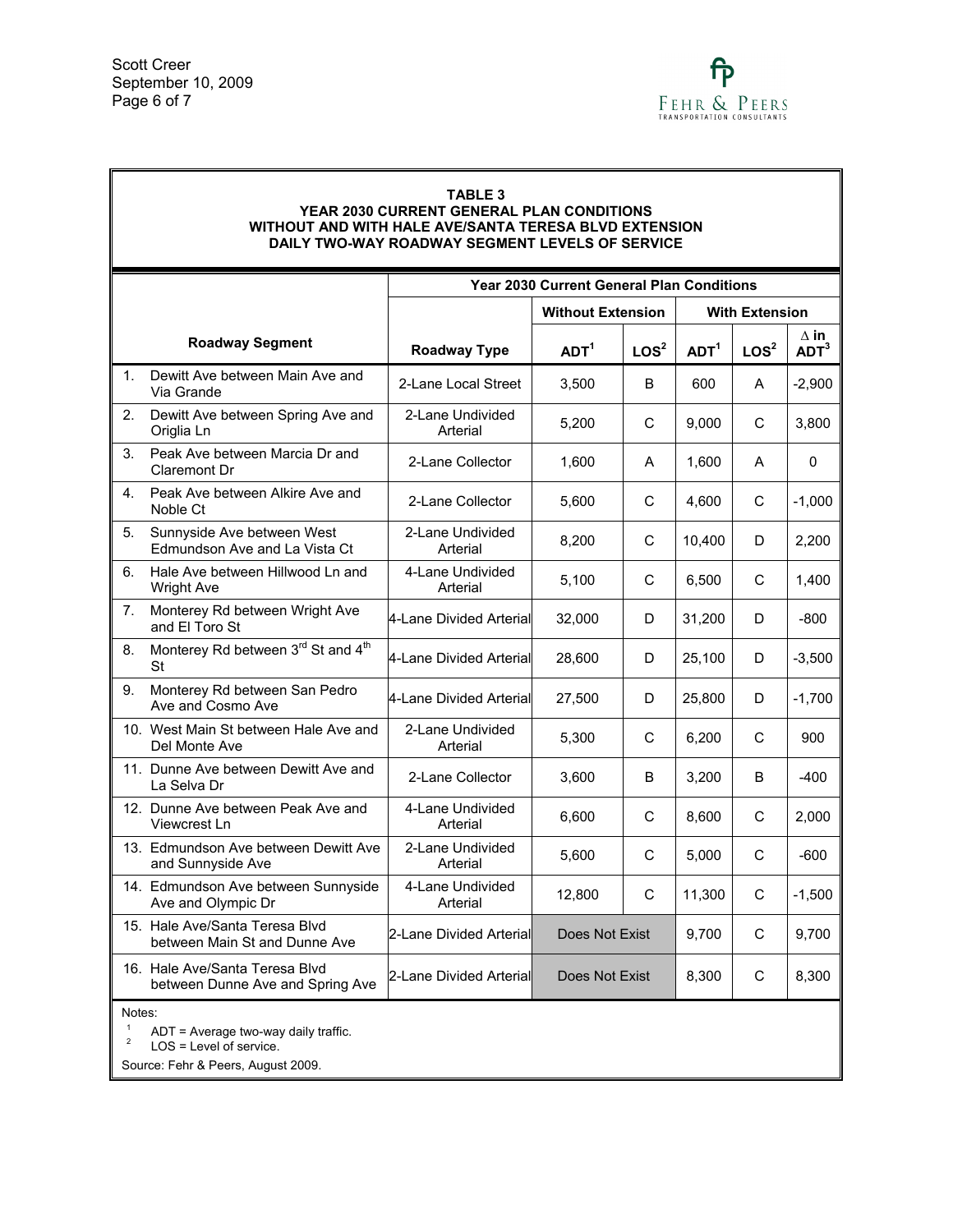**TABLE 3**
**YEAR 2030 CURRENT GENERAL PLAN CONDITIONS**
**WITHOUT AND WITH HALE AVE/SANTA TERESA BLVD EXTENSION**
**DAILY TWO-WAY ROADWAY SEGMENT LEVELS OF SERVICE**

| Roadway Segment | Roadway Type | Year 2030 Current General Plan Conditions | | | | |
|---|---|---|---|---|---|---|
| | | Without Extension | | With Extension | | |
| | | ADT[1] | LOS[2] | ADT[1] | LOS[2] | Δ in ADT[3] |
| 1. Dewitt Ave between Main Ave and Via Grande | 2-Lane Local Street | 3,500 | B | 600 | A | -2,900 |
| 2. Dewitt Ave between Spring Ave and Origlia Ln | 2-Lane Undivided Arterial | 5,200 | C | 9,000 | C | 3,800 |
| 3. Peak Ave between Marcia Dr and Claremont Dr | 2-Lane Collector | 1,600 | A | 1,600 | A | 0 |
| 4. Peak Ave between Alkire Ave and Noble Ct | 2-Lane Collector | 5,600 | C | 4,600 | C | -1,000 |
| 5. Sunnyside Ave between West Edmundson Ave and La Vista Ct | 2-Lane Undivided Arterial | 8,200 | C | 10,400 | D | 2,200 |
| 6. Hale Ave between Hillwood Ln and Wright Ave | 4-Lane Undivided Arterial | 5,100 | C | 6,500 | C | 1,400 |
| 7. Monterey Rd between Wright Ave and El Toro St | 4-Lane Divided Arterial | 32,000 | D | 31,200 | D | -800 |
| 8. Monterey Rd between 3rd St and 4th St | 4-Lane Divided Arterial | 28,600 | D | 25,100 | D | -3,500 |
| 9. Monterey Rd between San Pedro Ave and Cosmo Ave | 4-Lane Divided Arterial | 27,500 | D | 25,800 | D | -1,700 |
| 10. West Main St between Hale Ave and Del Monte Ave | 2-Lane Undivided Arterial | 5,300 | C | 6,200 | C | 900 |
| 11. Dunne Ave between Dewitt Ave and La Selva Dr | 2-Lane Collector | 3,600 | B | 3,200 | B | -400 |
| 12. Dunne Ave between Peak Ave and Viewcrest Ln | 4-Lane Undivided Arterial | 6,600 | C | 8,600 | C | 2,000 |
| 13. Edmundson Ave between Dewitt Ave and Sunnyside Ave | 2-Lane Undivided Arterial | 5,600 | C | 5,000 | C | -600 |
| 14. Edmundson Ave between Sunnyside Ave and Olympic Dr | 4-Lane Undivided Arterial | 12,800 | C | 11,300 | C | -1,500 |
| 15. Hale Ave/Santa Teresa Blvd between Main St and Dunne Ave | 2-Lane Divided Arterial | Does Not Exist | | 9,700 | C | 9,700 |
| 16. Hale Ave/Santa Teresa Blvd between Dunne Ave and Spring Ave | 2-Lane Divided Arterial | Does Not Exist | | 8,300 | C | 8,300 |

Notes:

[1] ADT = Average two-way daily traffic.

[2] LOS = Level of service.

Source: Fehr & Peers, August 2009.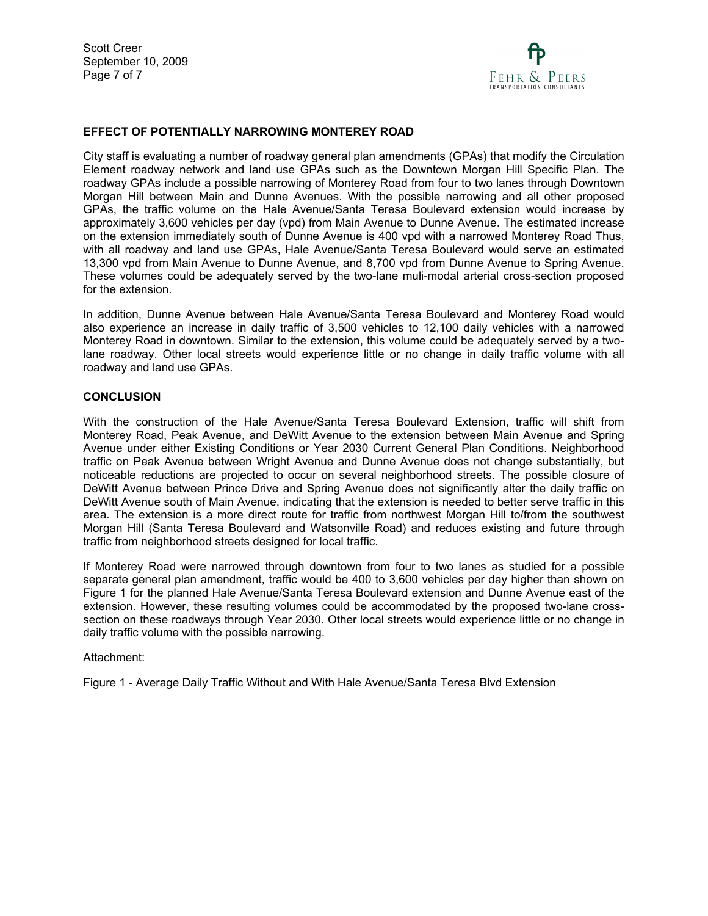## EFFECT OF POTENTIALLY NARROWING MONTEREY ROAD

City staff is evaluating a number of roadway general plan amendments (GPAs) that modify the Circulation Element roadway network and land use GPAs such as the Downtown Morgan Hill Specific Plan. The roadway GPAs include a possible narrowing of Monterey Road from four to two lanes through Downtown Morgan Hill between Main and Dunne Avenues. With the possible narrowing and all other proposed GPAs, the traffic volume on the Hale Avenue/Santa Teresa Boulevard extension would increase by approximately 3,600 vehicles per day (vpd) from Main Avenue to Dunne Avenue. The estimated increase on the extension immediately south of Dunne Avenue is 400 vpd with a narrowed Monterey Road Thus, with all roadway and land use GPAs, Hale Avenue/Santa Teresa Boulevard would serve an estimated 13,300 vpd from Main Avenue to Dunne Avenue, and 8,700 vpd from Dunne Avenue to Spring Avenue. These volumes could be adequately served by the two-lane muli-modal arterial cross-section proposed for the extension.

In addition, Dunne Avenue between Hale Avenue/Santa Teresa Boulevard and Monterey Road would also experience an increase in daily traffic of 3,500 vehicles to 12,100 daily vehicles with a narrowed Monterey Road in downtown. Similar to the extension, this volume could be adequately served by a two-lane roadway. Other local streets would experience little or no change in daily traffic volume with all roadway and land use GPAs.

## CONCLUSION

With the construction of the Hale Avenue/Santa Teresa Boulevard Extension, traffic will shift from Monterey Road, Peak Avenue, and DeWitt Avenue to the extension between Main Avenue and Spring Avenue under either Existing Conditions or Year 2030 Current General Plan Conditions. Neighborhood traffic on Peak Avenue between Wright Avenue and Dunne Avenue does not change substantially, but noticeable reductions are projected to occur on several neighborhood streets. The possible closure of DeWitt Avenue between Prince Drive and Spring Avenue does not significantly alter the daily traffic on DeWitt Avenue south of Main Avenue, indicating that the extension is needed to better serve traffic in this area. The extension is a more direct route for traffic from northwest Morgan Hill to/from the southwest Morgan Hill (Santa Teresa Boulevard and Watsonville Road) and reduces existing and future through traffic from neighborhood streets designed for local traffic.

If Monterey Road were narrowed through downtown from four to two lanes as studied for a possible separate general plan amendment, traffic would be 400 to 3,600 vehicles per day higher than shown on Figure 1 for the planned Hale Avenue/Santa Teresa Boulevard extension and Dunne Avenue east of the extension. However, these resulting volumes could be accommodated by the proposed two-lane cross-section on these roadways through Year 2030. Other local streets would experience little or no change in daily traffic volume with the possible narrowing.

Attachment:

Figure 1 - Average Daily Traffic Without and With Hale Avenue/Santa Teresa Blvd Extension